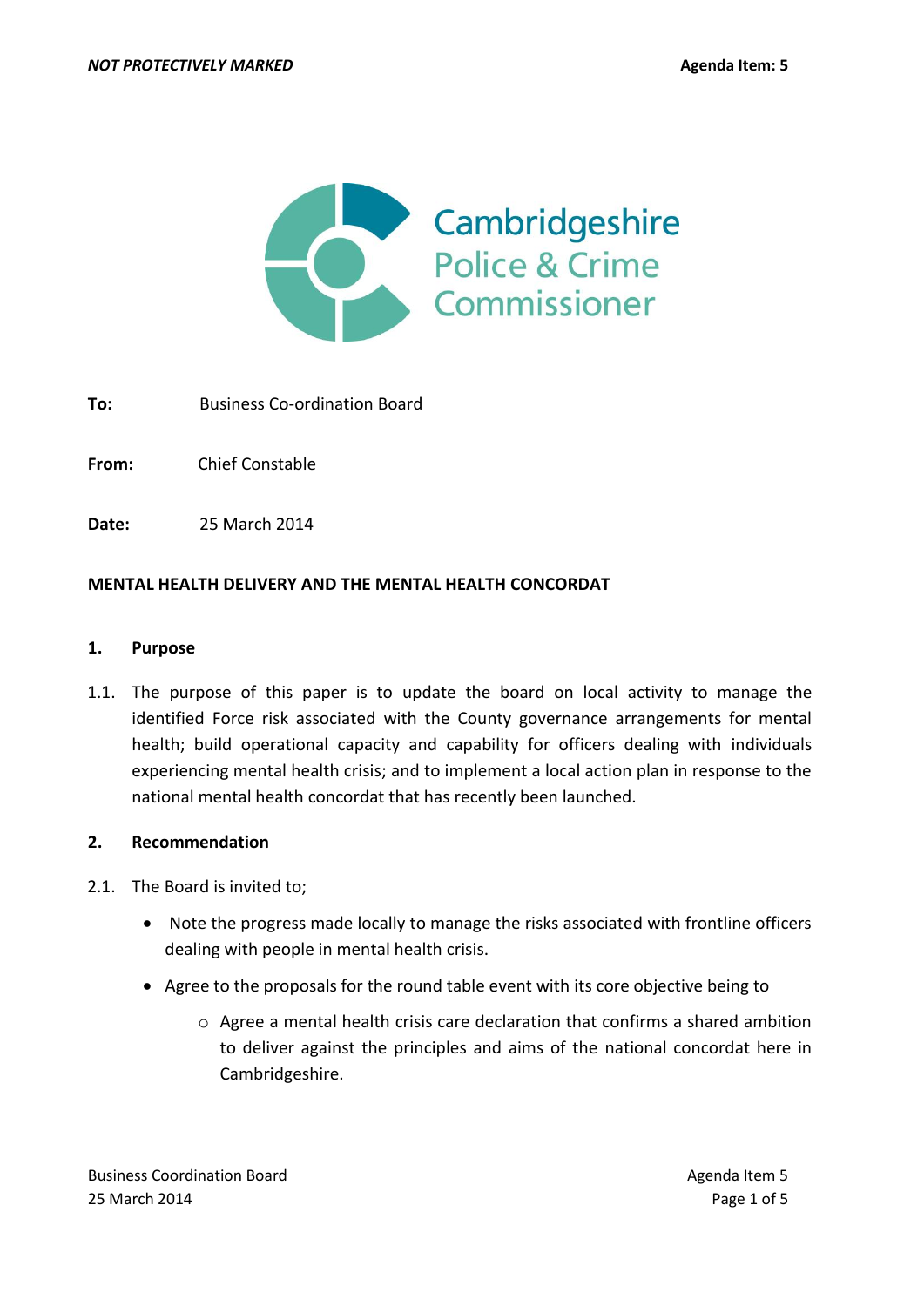*NOT PROTECTIVELY MARKED* **Agenda Item: 5**

Cambridgeshire Police & Crime Commissioner

**To:** Business Co-ordination Board

**From:** Chief Constable

**Date:** 25 March 2014

**MENTAL HEALTH DELIVERY AND THE MENTAL HEALTH CONCORDAT**

## 1. Purpose

1.1. The purpose of this paper is to update the board on local activity to manage the identified Force risk associated with the County governance arrangements for mental health; build operational capacity and capability for officers dealing with individuals experiencing mental health crisis; and to implement a local action plan in response to the national mental health concordat that has recently been launched.

## 2. Recommendation

2.1. The Board is invited to;

- Note the progress made locally to manage the risks associated with frontline officers dealing with people in mental health crisis.
- Agree to the proposals for the round table event with its core objective being to
  - Agree a mental health crisis care declaration that confirms a shared ambition to deliver against the principles and aims of the national concordat here in Cambridgeshire.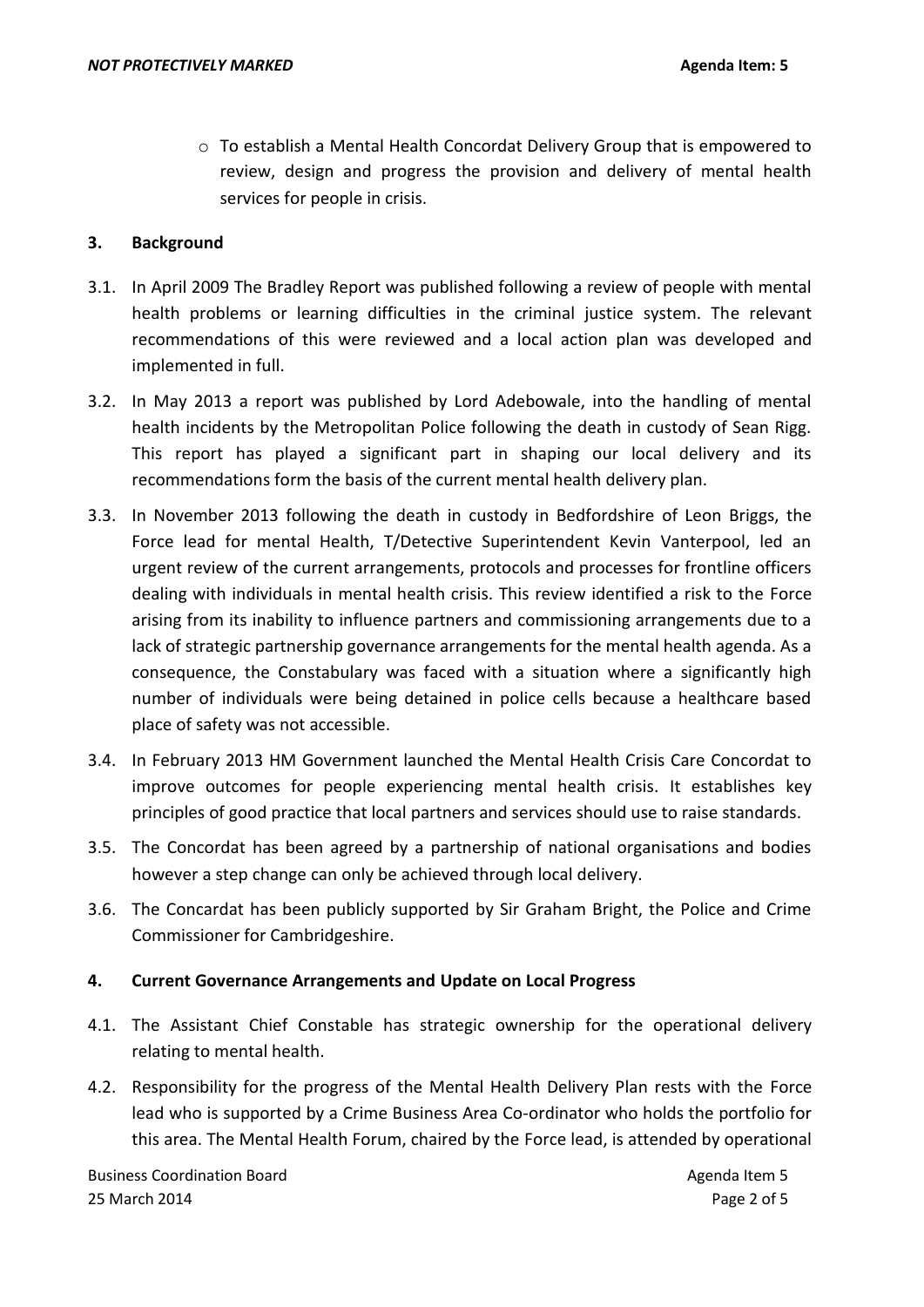- To establish a Mental Health Concordat Delivery Group that is empowered to review, design and progress the provision and delivery of mental health services for people in crisis.

## 3. Background

3.1. In April 2009 The Bradley Report was published following a review of people with mental health problems or learning difficulties in the criminal justice system. The relevant recommendations of this were reviewed and a local action plan was developed and implemented in full.

3.2. In May 2013 a report was published by Lord Adebowale, into the handling of mental health incidents by the Metropolitan Police following the death in custody of Sean Rigg. This report has played a significant part in shaping our local delivery and its recommendations form the basis of the current mental health delivery plan.

3.3. In November 2013 following the death in custody in Bedfordshire of Leon Briggs, the Force lead for mental Health, T/Detective Superintendent Kevin Vanterpool, led an urgent review of the current arrangements, protocols and processes for frontline officers dealing with individuals in mental health crisis. This review identified a risk to the Force arising from its inability to influence partners and commissioning arrangements due to a lack of strategic partnership governance arrangements for the mental health agenda. As a consequence, the Constabulary was faced with a situation where a significantly high number of individuals were being detained in police cells because a healthcare based place of safety was not accessible.

3.4. In February 2013 HM Government launched the Mental Health Crisis Care Concordat to improve outcomes for people experiencing mental health crisis. It establishes key principles of good practice that local partners and services should use to raise standards.

3.5. The Concordat has been agreed by a partnership of national organisations and bodies however a step change can only be achieved through local delivery.

3.6. The Concardat has been publicly supported by Sir Graham Bright, the Police and Crime Commissioner for Cambridgeshire.

## 4. Current Governance Arrangements and Update on Local Progress

4.1. The Assistant Chief Constable has strategic ownership for the operational delivery relating to mental health.

4.2. Responsibility for the progress of the Mental Health Delivery Plan rests with the Force lead who is supported by a Crime Business Area Co-ordinator who holds the portfolio for this area. The Mental Health Forum, chaired by the Force lead, is attended by operational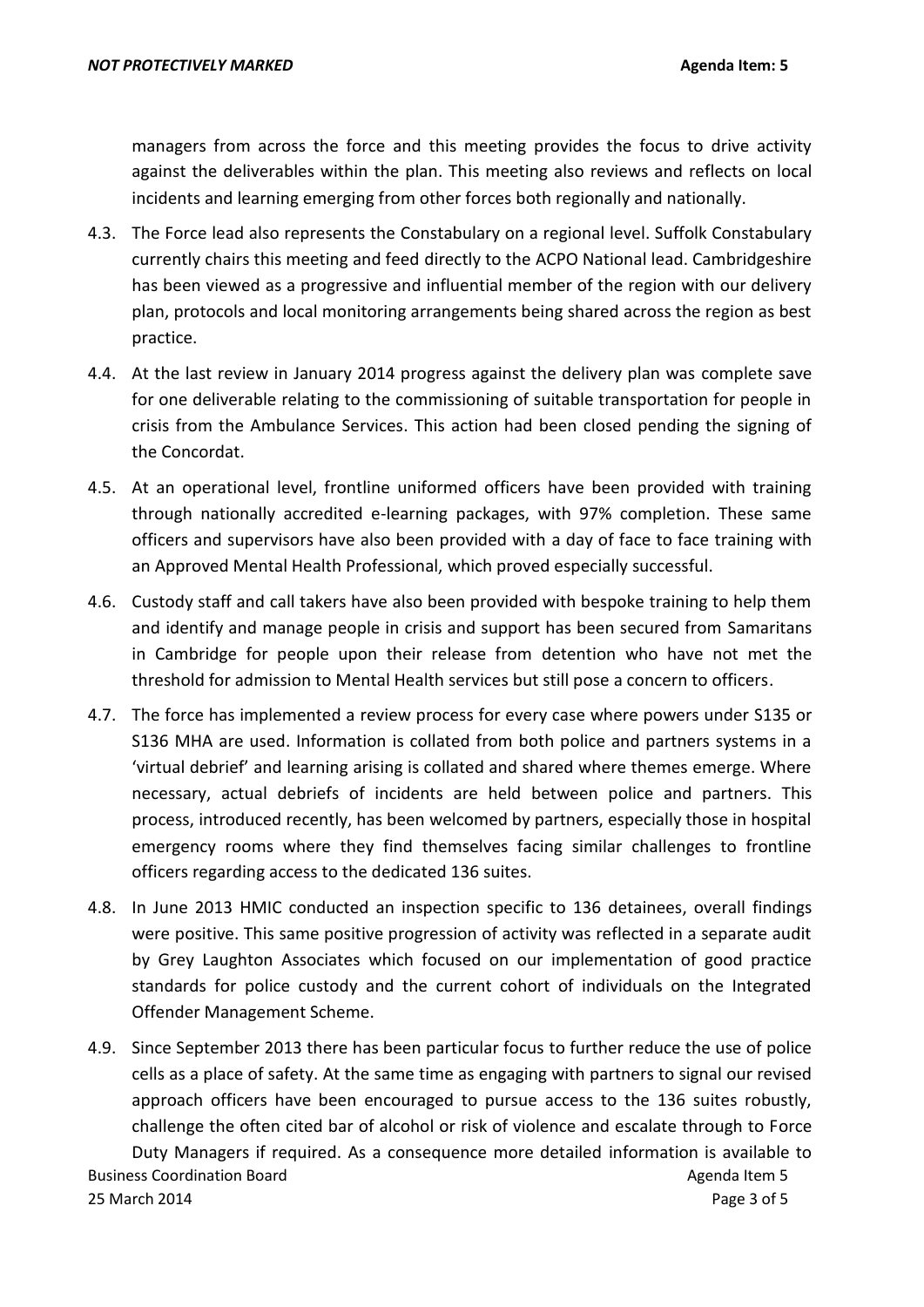managers from across the force and this meeting provides the focus to drive activity against the deliverables within the plan. This meeting also reviews and reflects on local incidents and learning emerging from other forces both regionally and nationally.

4.3. The Force lead also represents the Constabulary on a regional level. Suffolk Constabulary currently chairs this meeting and feed directly to the ACPO National lead. Cambridgeshire has been viewed as a progressive and influential member of the region with our delivery plan, protocols and local monitoring arrangements being shared across the region as best practice.

4.4. At the last review in January 2014 progress against the delivery plan was complete save for one deliverable relating to the commissioning of suitable transportation for people in crisis from the Ambulance Services. This action had been closed pending the signing of the Concordat.

4.5. At an operational level, frontline uniformed officers have been provided with training through nationally accredited e-learning packages, with 97% completion. These same officers and supervisors have also been provided with a day of face to face training with an Approved Mental Health Professional, which proved especially successful.

4.6. Custody staff and call takers have also been provided with bespoke training to help them and identify and manage people in crisis and support has been secured from Samaritans in Cambridge for people upon their release from detention who have not met the threshold for admission to Mental Health services but still pose a concern to officers.

4.7. The force has implemented a review process for every case where powers under S135 or S136 MHA are used. Information is collated from both police and partners systems in a 'virtual debrief' and learning arising is collated and shared where themes emerge. Where necessary, actual debriefs of incidents are held between police and partners. This process, introduced recently, has been welcomed by partners, especially those in hospital emergency rooms where they find themselves facing similar challenges to frontline officers regarding access to the dedicated 136 suites.

4.8. In June 2013 HMIC conducted an inspection specific to 136 detainees, overall findings were positive. This same positive progression of activity was reflected in a separate audit by Grey Laughton Associates which focused on our implementation of good practice standards for police custody and the current cohort of individuals on the Integrated Offender Management Scheme.

4.9. Since September 2013 there has been particular focus to further reduce the use of police cells as a place of safety. At the same time as engaging with partners to signal our revised approach officers have been encouraged to pursue access to the 136 suites robustly, challenge the often cited bar of alcohol or risk of violence and escalate through to Force Duty Managers if required. As a consequence more detailed information is available to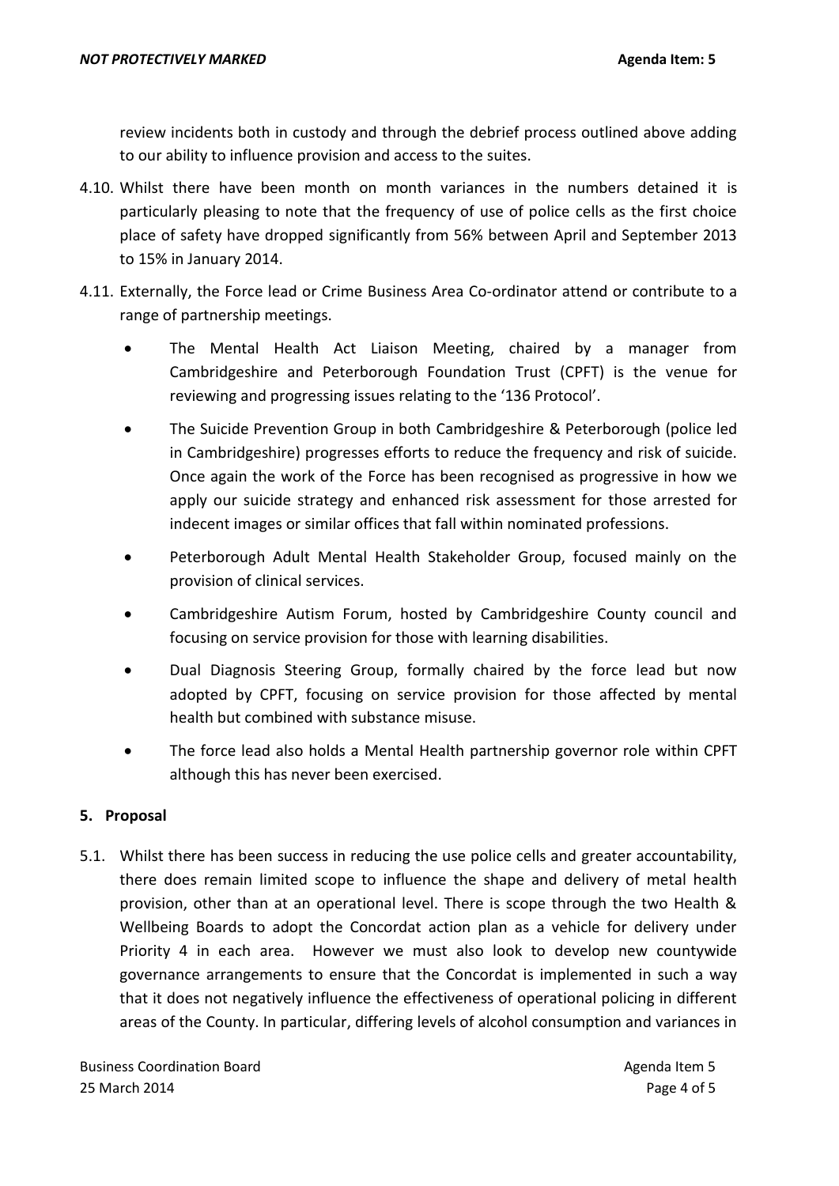review incidents both in custody and through the debrief process outlined above adding to our ability to influence provision and access to the suites.

4.10. Whilst there have been month on month variances in the numbers detained it is particularly pleasing to note that the frequency of use of police cells as the first choice place of safety have dropped significantly from 56% between April and September 2013 to 15% in January 2014.

4.11. Externally, the Force lead or Crime Business Area Co-ordinator attend or contribute to a range of partnership meetings.

- The Mental Health Act Liaison Meeting, chaired by a manager from Cambridgeshire and Peterborough Foundation Trust (CPFT) is the venue for reviewing and progressing issues relating to the '136 Protocol'.
- The Suicide Prevention Group in both Cambridgeshire & Peterborough (police led in Cambridgeshire) progresses efforts to reduce the frequency and risk of suicide. Once again the work of the Force has been recognised as progressive in how we apply our suicide strategy and enhanced risk assessment for those arrested for indecent images or similar offices that fall within nominated professions.
- Peterborough Adult Mental Health Stakeholder Group, focused mainly on the provision of clinical services.
- Cambridgeshire Autism Forum, hosted by Cambridgeshire County council and focusing on service provision for those with learning disabilities.
- Dual Diagnosis Steering Group, formally chaired by the force lead but now adopted by CPFT, focusing on service provision for those affected by mental health but combined with substance misuse.
- The force lead also holds a Mental Health partnership governor role within CPFT although this has never been exercised.

## 5. Proposal

5.1. Whilst there has been success in reducing the use police cells and greater accountability, there does remain limited scope to influence the shape and delivery of metal health provision, other than at an operational level. There is scope through the two Health & Wellbeing Boards to adopt the Concordat action plan as a vehicle for delivery under Priority 4 in each area. However we must also look to develop new countywide governance arrangements to ensure that the Concordat is implemented in such a way that it does not negatively influence the effectiveness of operational policing in different areas of the County. In particular, differing levels of alcohol consumption and variances in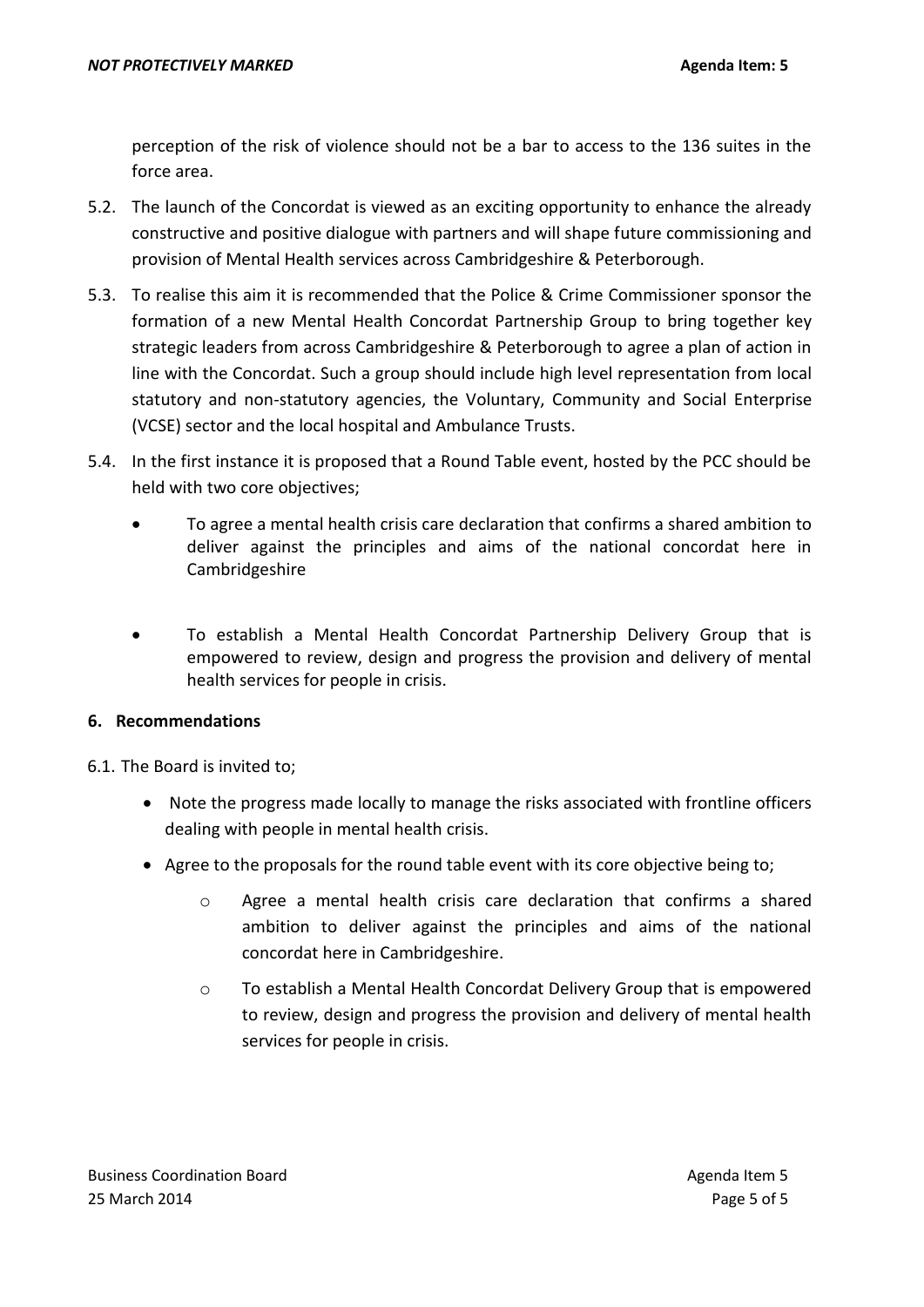perception of the risk of violence should not be a bar to access to the 136 suites in the force area.

5.2. The launch of the Concordat is viewed as an exciting opportunity to enhance the already constructive and positive dialogue with partners and will shape future commissioning and provision of Mental Health services across Cambridgeshire & Peterborough.

5.3. To realise this aim it is recommended that the Police & Crime Commissioner sponsor the formation of a new Mental Health Concordat Partnership Group to bring together key strategic leaders from across Cambridgeshire & Peterborough to agree a plan of action in line with the Concordat. Such a group should include high level representation from local statutory and non-statutory agencies, the Voluntary, Community and Social Enterprise (VCSE) sector and the local hospital and Ambulance Trusts.

5.4. In the first instance it is proposed that a Round Table event, hosted by the PCC should be held with two core objectives;

- To agree a mental health crisis care declaration that confirms a shared ambition to deliver against the principles and aims of the national concordat here in Cambridgeshire

- To establish a Mental Health Concordat Partnership Delivery Group that is empowered to review, design and progress the provision and delivery of mental health services for people in crisis.

## 6. Recommendations

6.1. The Board is invited to;

- Note the progress made locally to manage the risks associated with frontline officers dealing with people in mental health crisis.
- Agree to the proposals for the round table event with its core objective being to;
  - Agree a mental health crisis care declaration that confirms a shared ambition to deliver against the principles and aims of the national concordat here in Cambridgeshire.
  - To establish a Mental Health Concordat Delivery Group that is empowered to review, design and progress the provision and delivery of mental health services for people in crisis.